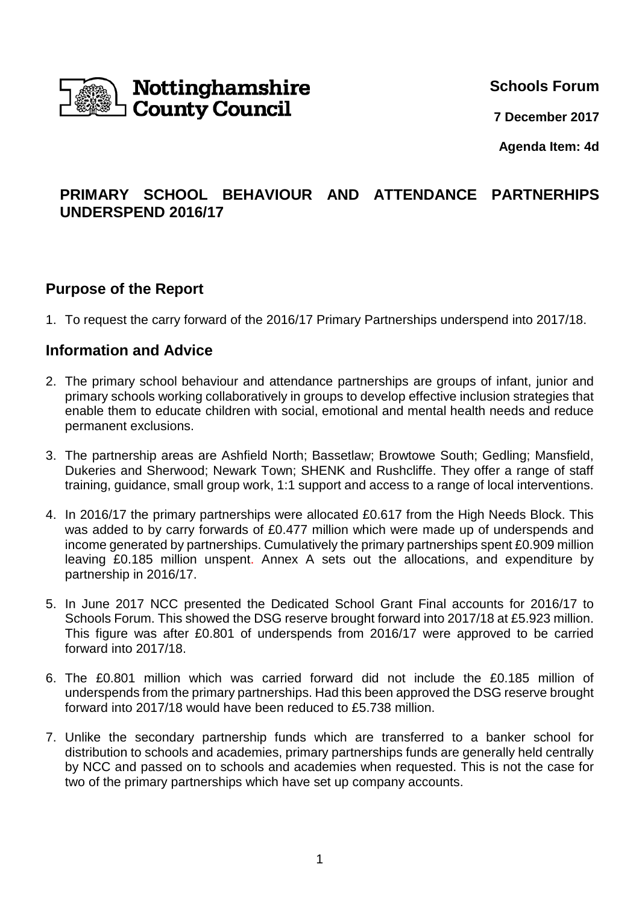Nottinghamshire County Council

**Schools Forum**

**7 December 2017**

**Agenda Item: 4d**

## PRIMARY SCHOOL BEHAVIOUR AND ATTENDANCE PARTNERHIPS UNDERSPEND 2016/17

## Purpose of the Report

1. To request the carry forward of the 2016/17 Primary Partnerships underspend into 2017/18.

## Information and Advice

2. The primary school behaviour and attendance partnerships are groups of infant, junior and primary schools working collaboratively in groups to develop effective inclusion strategies that enable them to educate children with social, emotional and mental health needs and reduce permanent exclusions.

3. The partnership areas are Ashfield North; Bassetlaw; Browtowe South; Gedling; Mansfield, Dukeries and Sherwood; Newark Town; SHENK and Rushcliffe. They offer a range of staff training, guidance, small group work, 1:1 support and access to a range of local interventions.

4. In 2016/17 the primary partnerships were allocated £0.617 from the High Needs Block. This was added to by carry forwards of £0.477 million which were made up of underspends and income generated by partnerships. Cumulatively the primary partnerships spent £0.909 million leaving £0.185 million unspent. Annex A sets out the allocations, and expenditure by partnership in 2016/17.

5. In June 2017 NCC presented the Dedicated School Grant Final accounts for 2016/17 to Schools Forum. This showed the DSG reserve brought forward into 2017/18 at £5.923 million. This figure was after £0.801 of underspends from 2016/17 were approved to be carried forward into 2017/18.

6. The £0.801 million which was carried forward did not include the £0.185 million of underspends from the primary partnerships. Had this been approved the DSG reserve brought forward into 2017/18 would have been reduced to £5.738 million.

7. Unlike the secondary partnership funds which are transferred to a banker school for distribution to schools and academies, primary partnerships funds are generally held centrally by NCC and passed on to schools and academies when requested. This is not the case for two of the primary partnerships which have set up company accounts.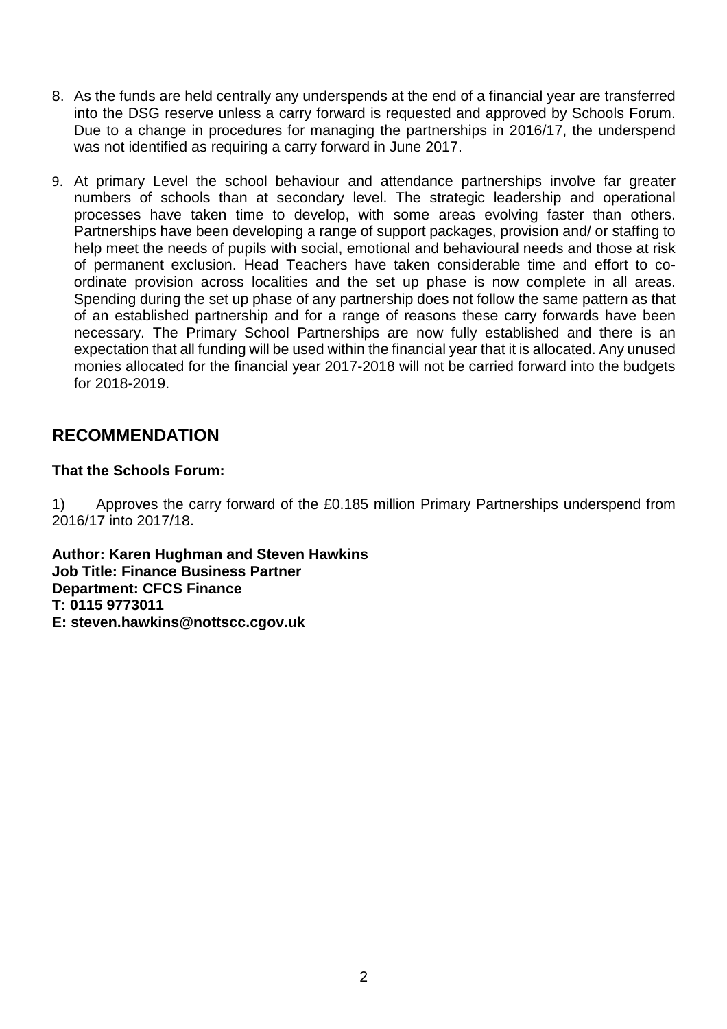8. As the funds are held centrally any underspends at the end of a financial year are transferred into the DSG reserve unless a carry forward is requested and approved by Schools Forum. Due to a change in procedures for managing the partnerships in 2016/17, the underspend was not identified as requiring a carry forward in June 2017.

9. At primary Level the school behaviour and attendance partnerships involve far greater numbers of schools than at secondary level. The strategic leadership and operational processes have taken time to develop, with some areas evolving faster than others. Partnerships have been developing a range of support packages, provision and/ or staffing to help meet the needs of pupils with social, emotional and behavioural needs and those at risk of permanent exclusion. Head Teachers have taken considerable time and effort to co-ordinate provision across localities and the set up phase is now complete in all areas. Spending during the set up phase of any partnership does not follow the same pattern as that of an established partnership and for a range of reasons these carry forwards have been necessary. The Primary School Partnerships are now fully established and there is an expectation that all funding will be used within the financial year that it is allocated. Any unused monies allocated for the financial year 2017-2018 will not be carried forward into the budgets for 2018-2019.

## RECOMMENDATION

**That the Schools Forum:**

1) Approves the carry forward of the £0.185 million Primary Partnerships underspend from 2016/17 into 2017/18.

**Author: Karen Hughman and Steven Hawkins**
**Job Title: Finance Business Partner**
**Department: CFCS Finance**
**T: 0115 9773011**
**E: steven.hawkins@nottscc.cgov.uk**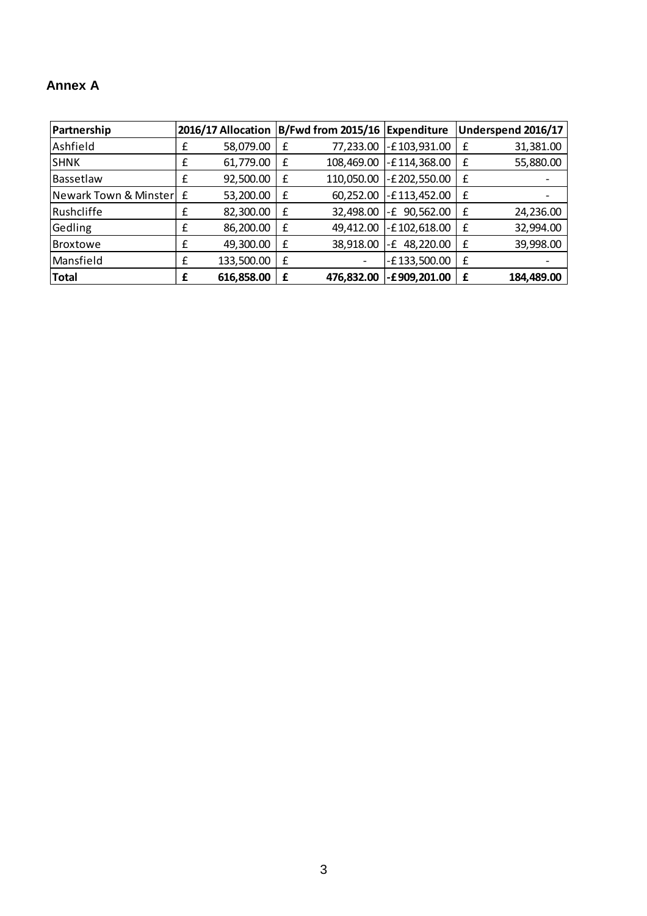## Annex A

| Partnership | 2016/17 Allocation | B/Fwd from 2015/16 | Expenditure | Underspend 2016/17 |
|---|---|---|---|---|
| Ashfield | £ 58,079.00 | £ 77,233.00 | -£103,931.00 | £ 31,381.00 |
| SHNK | £ 61,779.00 | £ 108,469.00 | -£114,368.00 | £ 55,880.00 |
| Bassetlaw | £ 92,500.00 | £ 110,050.00 | -£202,550.00 | £ - |
| Newark Town & Minster | £ 53,200.00 | £ 60,252.00 | -£113,452.00 | £ - |
| Rushcliffe | £ 82,300.00 | £ 32,498.00 | -£ 90,562.00 | £ 24,236.00 |
| Gedling | £ 86,200.00 | £ 49,412.00 | -£102,618.00 | £ 32,994.00 |
| Broxtowe | £ 49,300.00 | £ 38,918.00 | -£ 48,220.00 | £ 39,998.00 |
| Mansfield | £ 133,500.00 | £ - | -£133,500.00 | £ - |
| **Total** | **£ 616,858.00** | **£ 476,832.00** | **-£909,201.00** | **£ 184,489.00** |